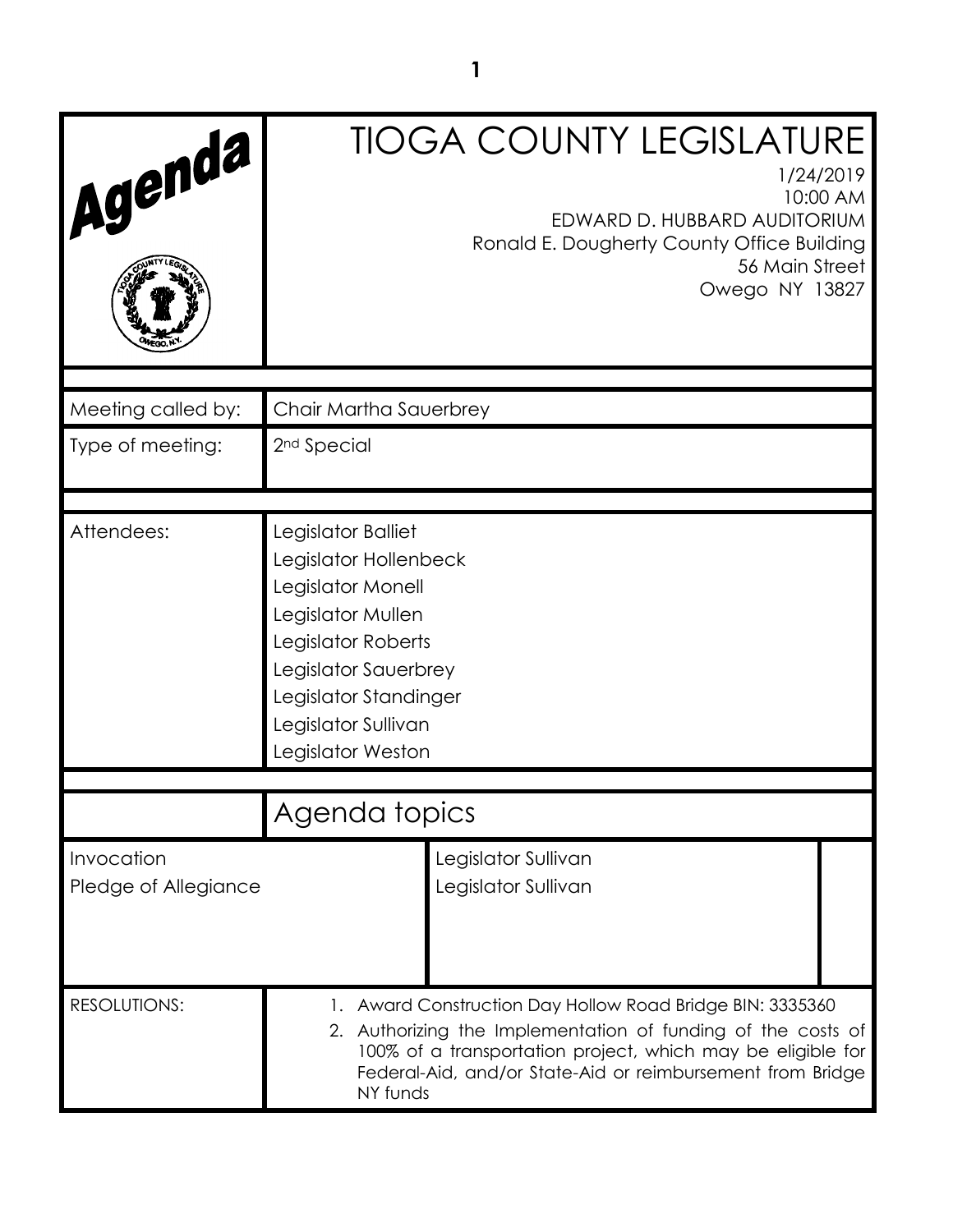# Agenda

# TIOGA COUNTY LEGISLATURE

1/24/2019
10:00 AM
EDWARD D. HUBBARD AUDITORIUM
Ronald E. Dougherty County Office Building
56 Main Street
Owego NY 13827

| | |
|---|---|
| Meeting called by: | Chair Martha Sauerbrey |
| Type of meeting: | 2nd Special |
| Attendees: | Legislator Balliet<br>Legislator Hollenbeck<br>Legislator Monell<br>Legislator Mullen<br>Legislator Roberts<br>Legislator Sauerbrey<br>Legislator Standinger<br>Legislator Sullivan<br>Legislator Weston |

## Agenda topics

| | |
|---|---|
| Invocation | Legislator Sullivan |
| Pledge of Allegiance | Legislator Sullivan |

RESOLUTIONS:

1. Award Construction Day Hollow Road Bridge BIN: 3335360
2. Authorizing the Implementation of funding of the costs of 100% of a transportation project, which may be eligible for Federal-Aid, and/or State-Aid or reimbursement from Bridge NY funds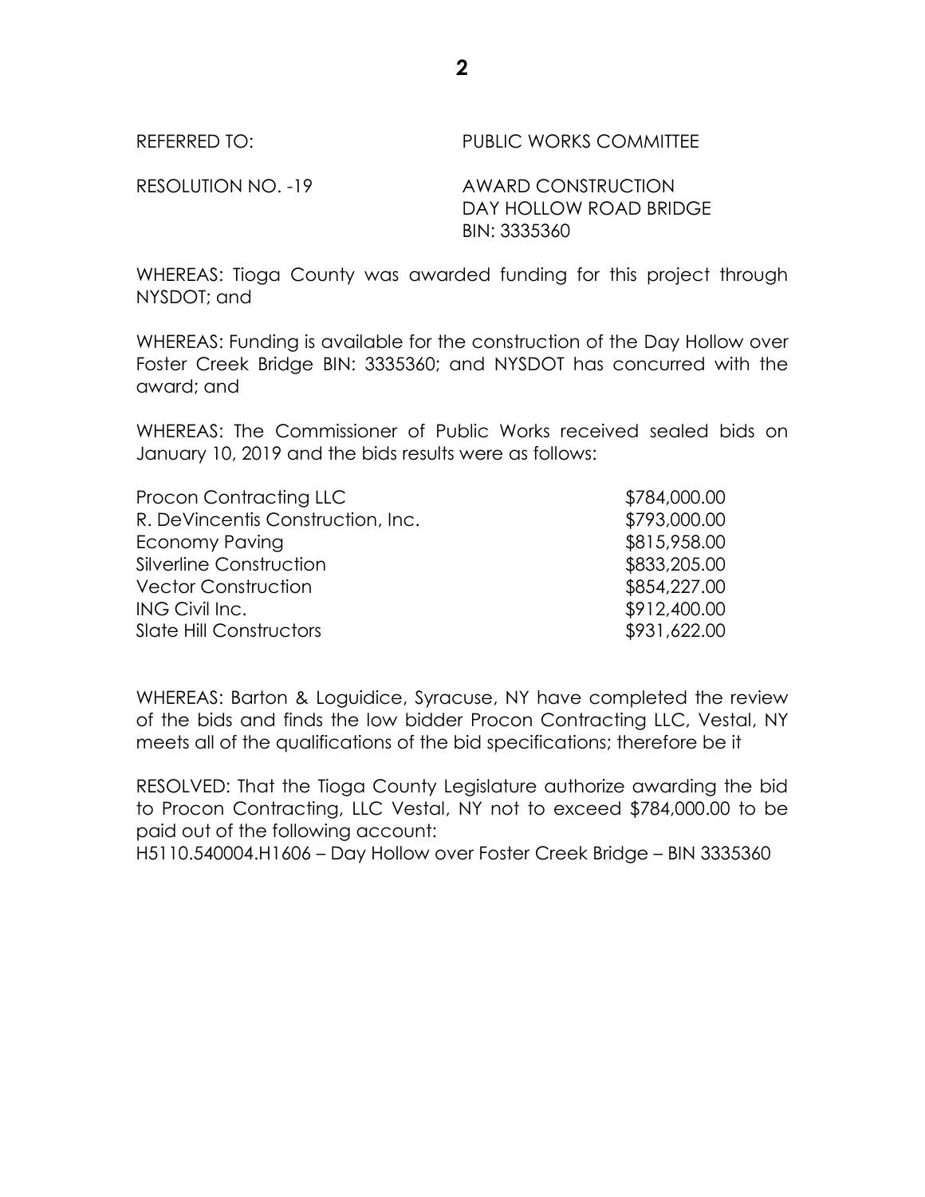REFERRED TO: PUBLIC WORKS COMMITTEE

RESOLUTION NO. -19 AWARD CONSTRUCTION
DAY HOLLOW ROAD BRIDGE
BIN: 3335360

WHEREAS: Tioga County was awarded funding for this project through NYSDOT; and

WHEREAS: Funding is available for the construction of the Day Hollow over Foster Creek Bridge BIN: 3335360; and NYSDOT has concurred with the award; and

WHEREAS: The Commissioner of Public Works received sealed bids on January 10, 2019 and the bids results were as follows:

| | |
|---|---|
| Procon Contracting LLC | $784,000.00 |
| R. DeVincentis Construction, Inc. | $793,000.00 |
| Economy Paving | $815,958.00 |
| Silverline Construction | $833,205.00 |
| Vector Construction | $854,227.00 |
| ING Civil Inc. | $912,400.00 |
| Slate Hill Constructors | $931,622.00 |

WHEREAS: Barton & Loguidice, Syracuse, NY have completed the review of the bids and finds the low bidder Procon Contracting LLC, Vestal, NY meets all of the qualifications of the bid specifications; therefore be it

RESOLVED: That the Tioga County Legislature authorize awarding the bid to Procon Contracting, LLC Vestal, NY not to exceed $784,000.00 to be paid out of the following account:
H5110.540004.H1606 – Day Hollow over Foster Creek Bridge – BIN 3335360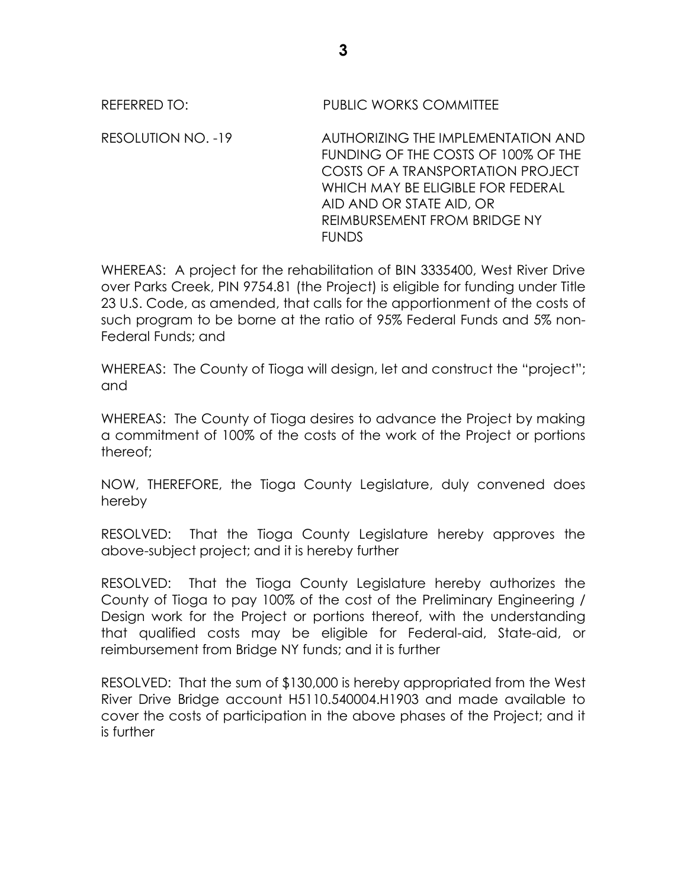REFERRED TO: PUBLIC WORKS COMMITTEE

RESOLUTION NO. -19 AUTHORIZING THE IMPLEMENTATION AND FUNDING OF THE COSTS OF 100% OF THE COSTS OF A TRANSPORTATION PROJECT WHICH MAY BE ELIGIBLE FOR FEDERAL AID AND OR STATE AID, OR REIMBURSEMENT FROM BRIDGE NY FUNDS

WHEREAS: A project for the rehabilitation of BIN 3335400, West River Drive over Parks Creek, PIN 9754.81 (the Project) is eligible for funding under Title 23 U.S. Code, as amended, that calls for the apportionment of the costs of such program to be borne at the ratio of 95% Federal Funds and 5% non-Federal Funds; and

WHEREAS: The County of Tioga will design, let and construct the "project"; and

WHEREAS: The County of Tioga desires to advance the Project by making a commitment of 100% of the costs of the work of the Project or portions thereof;

NOW, THEREFORE, the Tioga County Legislature, duly convened does hereby

RESOLVED: That the Tioga County Legislature hereby approves the above-subject project; and it is hereby further

RESOLVED: That the Tioga County Legislature hereby authorizes the County of Tioga to pay 100% of the cost of the Preliminary Engineering / Design work for the Project or portions thereof, with the understanding that qualified costs may be eligible for Federal-aid, State-aid, or reimbursement from Bridge NY funds; and it is further

RESOLVED: That the sum of $130,000 is hereby appropriated from the West River Drive Bridge account H5110.540004.H1903 and made available to cover the costs of participation in the above phases of the Project; and it is further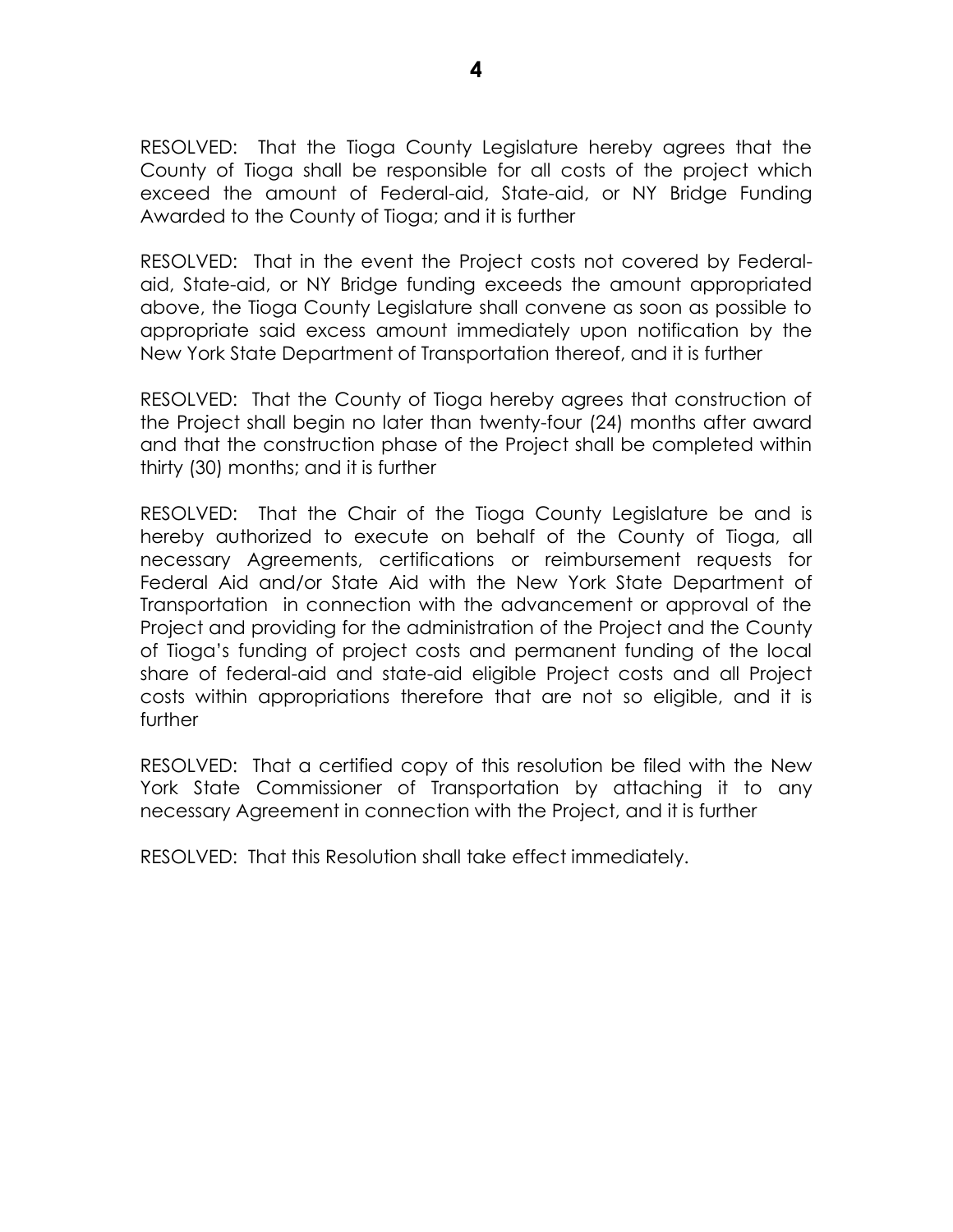RESOLVED: That the Tioga County Legislature hereby agrees that the County of Tioga shall be responsible for all costs of the project which exceed the amount of Federal-aid, State-aid, or NY Bridge Funding Awarded to the County of Tioga; and it is further

RESOLVED: That in the event the Project costs not covered by Federal-aid, State-aid, or NY Bridge funding exceeds the amount appropriated above, the Tioga County Legislature shall convene as soon as possible to appropriate said excess amount immediately upon notification by the New York State Department of Transportation thereof, and it is further

RESOLVED: That the County of Tioga hereby agrees that construction of the Project shall begin no later than twenty-four (24) months after award and that the construction phase of the Project shall be completed within thirty (30) months; and it is further

RESOLVED: That the Chair of the Tioga County Legislature be and is hereby authorized to execute on behalf of the County of Tioga, all necessary Agreements, certifications or reimbursement requests for Federal Aid and/or State Aid with the New York State Department of Transportation in connection with the advancement or approval of the Project and providing for the administration of the Project and the County of Tioga's funding of project costs and permanent funding of the local share of federal-aid and state-aid eligible Project costs and all Project costs within appropriations therefore that are not so eligible, and it is further

RESOLVED: That a certified copy of this resolution be filed with the New York State Commissioner of Transportation by attaching it to any necessary Agreement in connection with the Project, and it is further

RESOLVED: That this Resolution shall take effect immediately.